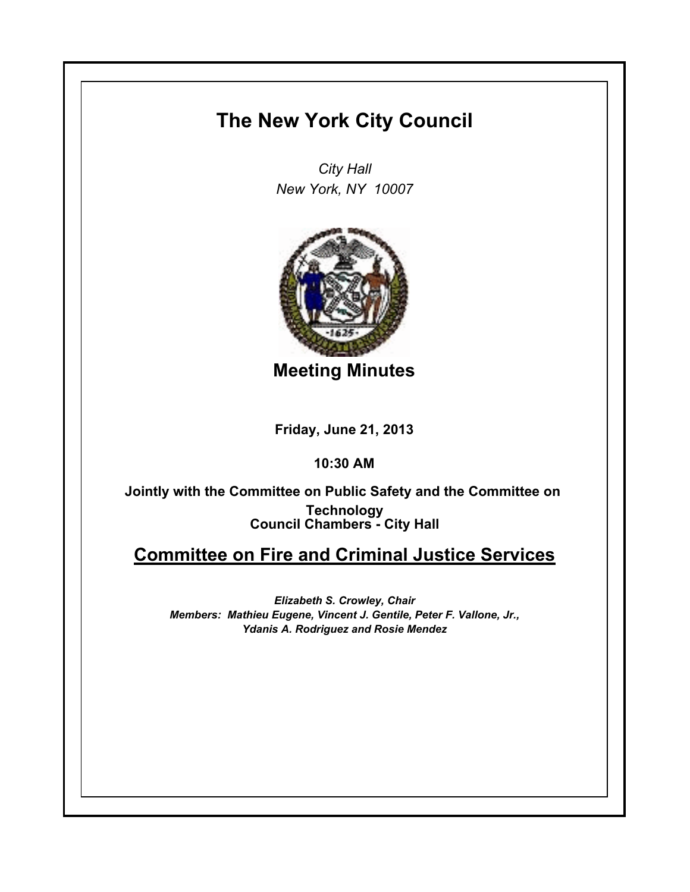# The New York City Council

*City Hall*
*New York, NY 10007*

## Meeting Minutes

**Friday, June 21, 2013**

**10:30 AM**

**Jointly with the Committee on Public Safety and the Committee on Technology**
**Council Chambers - City Hall**

## Committee on Fire and Criminal Justice Services

***Elizabeth S. Crowley, Chair***
***Members: Mathieu Eugene, Vincent J. Gentile, Peter F. Vallone, Jr., Ydanis A. Rodriguez and Rosie Mendez***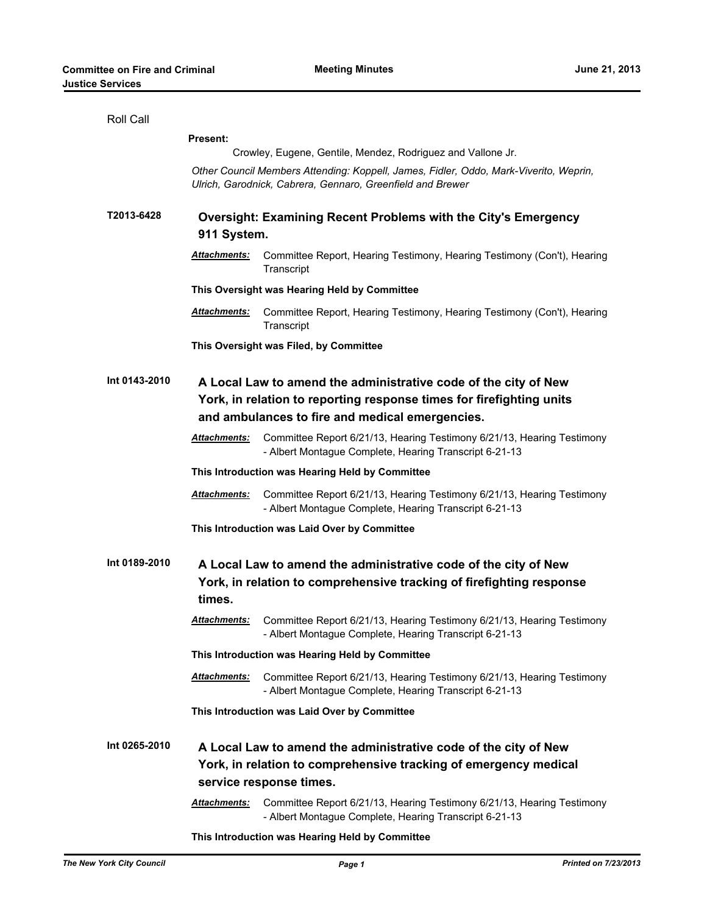Roll Call

**Present:**

Crowley, Eugene, Gentile, Mendez, Rodriguez and Vallone Jr.

*Other Council Members Attending: Koppell, James, Fidler, Oddo, Mark-Viverito, Weprin, Ulrich, Garodnick, Cabrera, Gennaro, Greenfield and Brewer*

**T2013-6428** **Oversight: Examining Recent Problems with the City's Emergency 911 System.**

***Attachments:*** Committee Report, Hearing Testimony, Hearing Testimony (Con't), Hearing Transcript

**This Oversight was Hearing Held by Committee**

***Attachments:*** Committee Report, Hearing Testimony, Hearing Testimony (Con't), Hearing Transcript

**This Oversight was Filed, by Committee**

**Int 0143-2010** **A Local Law to amend the administrative code of the city of New York, in relation to reporting response times for firefighting units and ambulances to fire and medical emergencies.**

***Attachments:*** Committee Report 6/21/13, Hearing Testimony 6/21/13, Hearing Testimony - Albert Montague Complete, Hearing Transcript 6-21-13

**This Introduction was Hearing Held by Committee**

***Attachments:*** Committee Report 6/21/13, Hearing Testimony 6/21/13, Hearing Testimony - Albert Montague Complete, Hearing Transcript 6-21-13

**This Introduction was Laid Over by Committee**

**Int 0189-2010** **A Local Law to amend the administrative code of the city of New York, in relation to comprehensive tracking of firefighting response times.**

***Attachments:*** Committee Report 6/21/13, Hearing Testimony 6/21/13, Hearing Testimony - Albert Montague Complete, Hearing Transcript 6-21-13

**This Introduction was Hearing Held by Committee**

***Attachments:*** Committee Report 6/21/13, Hearing Testimony 6/21/13, Hearing Testimony - Albert Montague Complete, Hearing Transcript 6-21-13

**This Introduction was Laid Over by Committee**

**Int 0265-2010** **A Local Law to amend the administrative code of the city of New York, in relation to comprehensive tracking of emergency medical service response times.**

***Attachments:*** Committee Report 6/21/13, Hearing Testimony 6/21/13, Hearing Testimony - Albert Montague Complete, Hearing Transcript 6-21-13

**This Introduction was Hearing Held by Committee**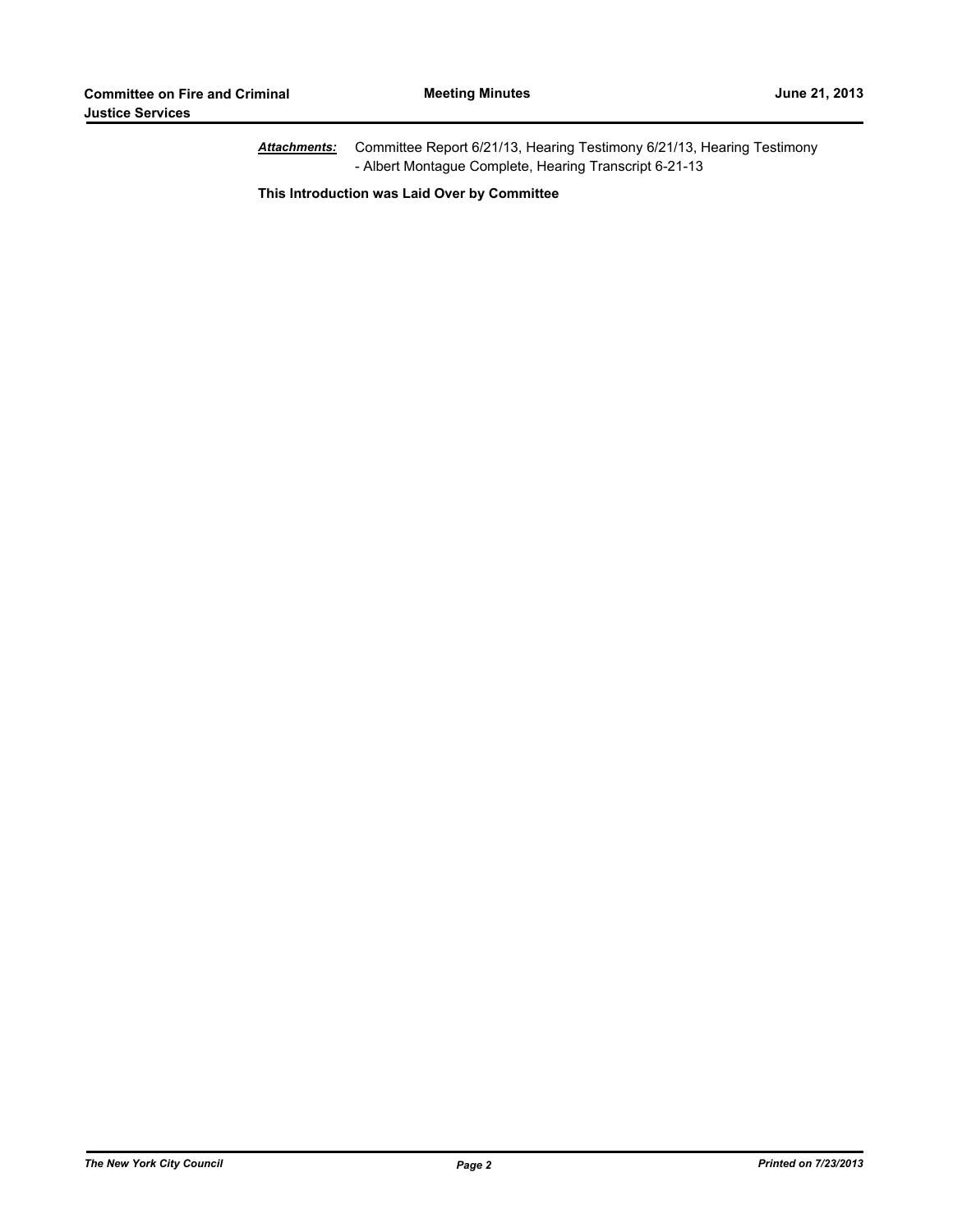***Attachments:*** Committee Report 6/21/13, Hearing Testimony 6/21/13, Hearing Testimony - Albert Montague Complete, Hearing Transcript 6-21-13

**This Introduction was Laid Over by Committee**